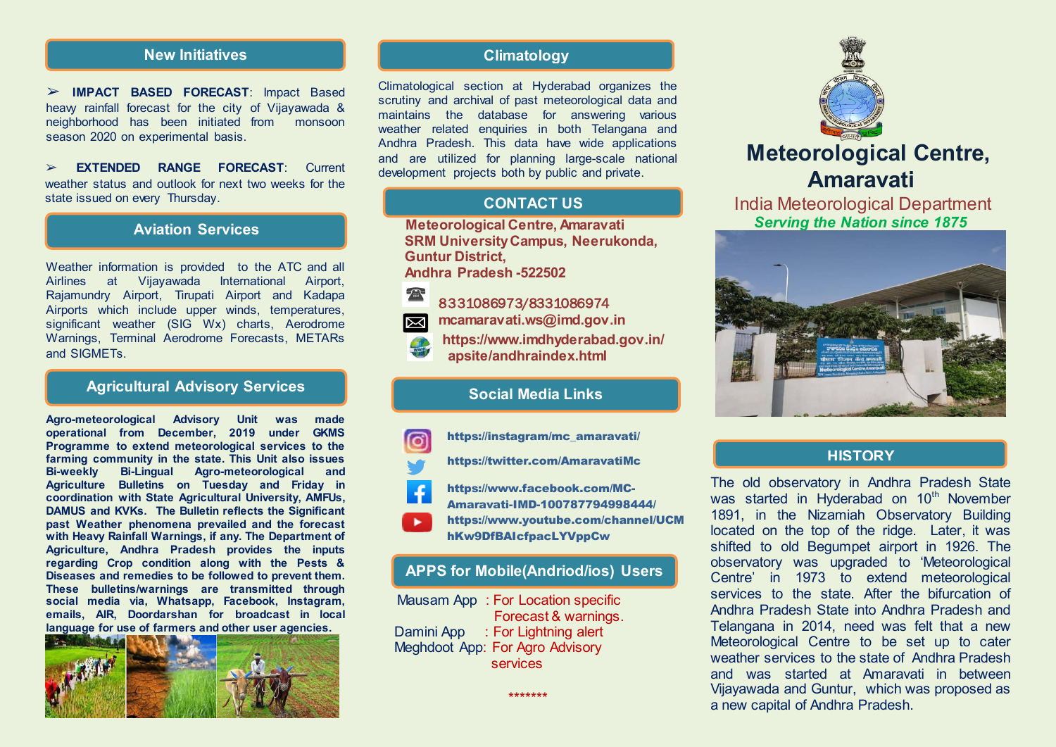## New Initiatives

➢ **IMPACT BASED FORECAST**: Impact Based heavy rainfall forecast for the city of Vijayawada & neighborhood has been initiated from monsoon season 2020 on experimental basis.

➢ **EXTENDED RANGE FORECAST**: Current weather status and outlook for next two weeks for the state issued on every Thursday.

## Aviation Services

Weather information is provided to the ATC and all Airlines at Vijayawada International Airport, Rajamundry Airport, Tirupati Airport and Kadapa Airports which include upper winds, temperatures, significant weather (SIG Wx) charts, Aerodrome Warnings, Terminal Aerodrome Forecasts, METARs and SIGMETs.

## Agricultural Advisory Services

**Agro-meteorological Advisory Unit was made operational from December, 2019 under GKMS Programme to extend meteorological services to the farming community in the state. This Unit also issues Bi-weekly Bi-Lingual Agro-meteorological and Agriculture Bulletins on Tuesday and Friday in coordination with State Agricultural University, AMFUs, DAMUS and KVKs. The Bulletin reflects the Significant past Weather phenomena prevailed and the forecast with Heavy Rainfall Warnings, if any. The Department of Agriculture, Andhra Pradesh provides the inputs regarding Crop condition along with the Pests & Diseases and remedies to be followed to prevent them. These bulletins/warnings are transmitted through social media via, Whatsapp, Facebook, Instagram, emails, AIR, Doordarshan for broadcast in local language for use of farmers and other user agencies.**

## Climatology

Climatological section at Hyderabad organizes the scrutiny and archival of past meteorological data and maintains the database for answering various weather related enquiries in both Telangana and Andhra Pradesh. This data have wide applications and are utilized for planning large-scale national development projects both by public and private.

## CONTACT US

**Meteorological Centre, Amaravati**
**SRM University Campus, Neerukonda,**
**Guntur District,**
**Andhra Pradesh -522502**

8331086973/8331086974
mcamaravati.ws@imd.gov.in
https://www.imdhyderabad.gov.in/apsite/andhraindex.html

## Social Media Links

https://instagram/mc_amaravati/
https://twitter.com/AmaravatiMc
https://www.facebook.com/MC-Amaravati-IMD-100787794998444/
https://www.youtube.com/channel/UCMhKw9DfBAIcfpacLYVppCw

## APPS for Mobile(Andriod/ios) Users

Mausam App : For Location specific Forecast & warnings.
Damini App : For Lightning alert
Meghdoot App: For Agro Advisory services

*******

# Meteorological Centre, Amaravati

India Meteorological Department

*Serving the Nation since 1875*

## HISTORY

The old observatory in Andhra Pradesh State was started in Hyderabad on 10th November 1891, in the Nizamiah Observatory Building located on the top of the ridge. Later, it was shifted to old Begumpet airport in 1926. The observatory was upgraded to 'Meteorological Centre' in 1973 to extend meteorological services to the state. After the bifurcation of Andhra Pradesh State into Andhra Pradesh and Telangana in 2014, need was felt that a new Meteorological Centre to be set up to cater weather services to the state of Andhra Pradesh and was started at Amaravati in between Vijayawada and Guntur, which was proposed as a new capital of Andhra Pradesh.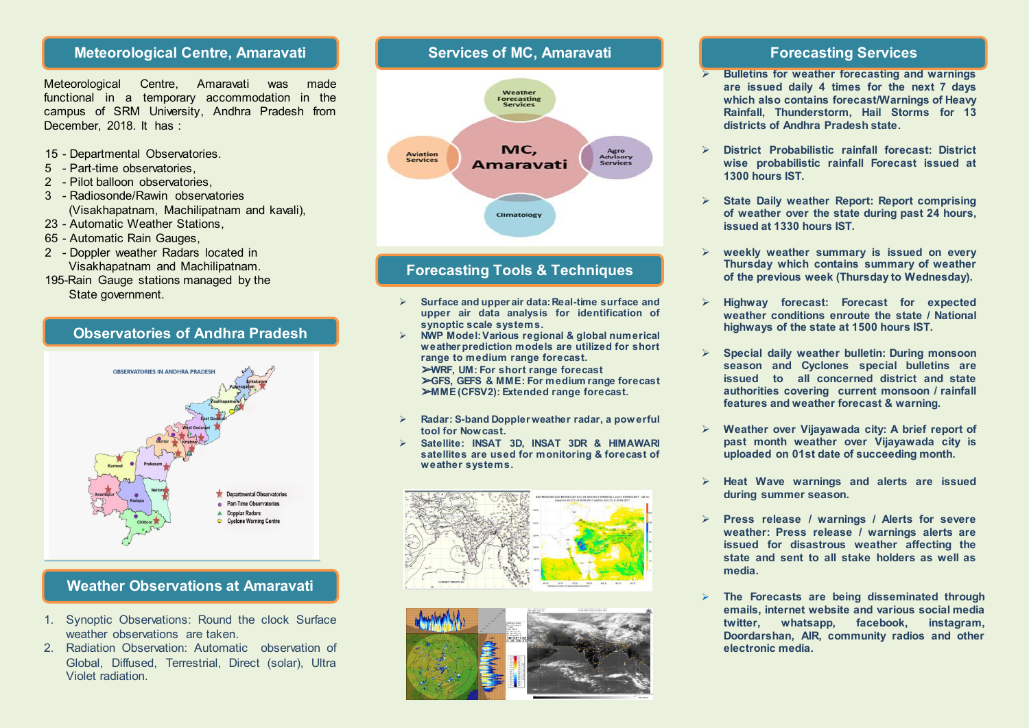## Meteorological Centre, Amaravati

Meteorological Centre, Amaravati was made functional in a temporary accommodation in the campus of SRM University, Andhra Pradesh from December, 2018. It has :

15 - Departmental Observatories.
5 - Part-time observatories,
2 - Pilot balloon observatories,
3 - Radiosonde/Rawin observatories (Visakhapatnam, Machilipatnam and kavali),
23 - Automatic Weather Stations,
65 - Automatic Rain Gauges,
2 - Doppler weather Radars located in Visakhapatnam and Machilipatnam.
195-Rain Gauge stations managed by the State government.

## Observatories of Andhra Pradesh

OBSERVATORIES IN ANDHRA PRADESH

Srikakulam
Vizianagaram
Visakhapatnam
East Godavari
West Godavari
Guntur
Krishna
Kurnool
Prakasam
Anantapur
Kadapa
Nellore
Chittoor

Departmental Observatories
Part-Time Observatories
Dopplar Radars
Cyclone Warning Centre

## Weather Observations at Amaravati

1. Synoptic Observations: Round the clock Surface weather observations are taken.
2. Radiation Observation: Automatic observation of Global, Diffused, Terrestrial, Direct (solar), Ultra Violet radiation.

## Services of MC, Amaravati

MC, Amaravati

Weather Forecasting Services
Agro Advisory Services
Climatology
Aviation Services

## Forecasting Tools & Techniques

- **Surface and upper air data: Real-time surface and upper air data analysis for identification of synoptic scale systems.**
- **NWP Model: Various regional & global numerical weather prediction models are utilized for short range to medium range forecast.**
  - **WRF, UM: For short range forecast**
  - **GFS, GEFS & MME: For medium range forecast**
  - **MME (CFSV2): Extended range forecast.**
- **Radar: S-band Doppler weather radar, a powerful tool for Nowcast.**
- **Satellite: INSAT 3D, INSAT 3DR & HIMAWARI satellites are used for monitoring & forecast of weather systems.**

## Forecasting Services

- **Bulletins for weather forecasting and warnings are issued daily 4 times for the next 7 days which also contains forecast/Warnings of Heavy Rainfall, Thunderstorm, Hail Storms for 13 districts of Andhra Pradesh state.**
- **District Probabilistic rainfall forecast: District wise probabilistic rainfall Forecast issued at 1300 hours IST.**
- **State Daily weather Report: Report comprising of weather over the state during past 24 hours, issued at 1330 hours IST.**
- **weekly weather summary is issued on every Thursday which contains summary of weather of the previous week (Thursday to Wednesday).**
- **Highway forecast: Forecast for expected weather conditions enroute the state / National highways of the state at 1500 hours IST.**
- **Special daily weather bulletin: During monsoon season and Cyclones special bulletins are issued to all concerned district and state authorities covering current monsoon / rainfall features and weather forecast & warning.**
- **Weather over Vijayawada city: A brief report of past month weather over Vijayawada city is uploaded on 01st date of succeeding month.**
- **Heat Wave warnings and alerts are issued during summer season.**
- **Press release / warnings / Alerts for severe weather: Press release / warnings alerts are issued for disastrous weather affecting the state and sent to all stake holders as well as media.**
- **The Forecasts are being disseminated through emails, internet website and various social media twitter, whatsapp, facebook, instagram, Doordarshan, AIR, community radios and other electronic media.**